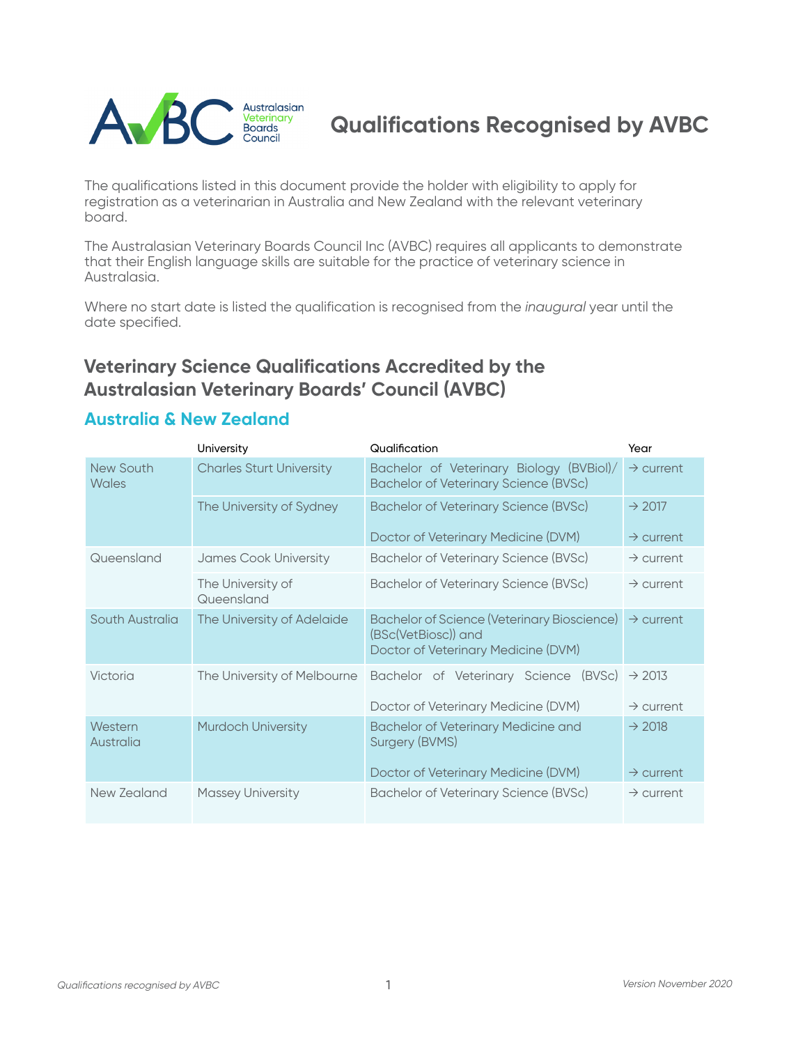# Qualifications Recognised by AVBC

The qualifications listed in this document provide the holder with eligibility to apply for registration as a veterinarian in Australia and New Zealand with the relevant veterinary board.

The Australasian Veterinary Boards Council Inc (AVBC) requires all applicants to demonstrate that their English language skills are suitable for the practice of veterinary science in Australasia.

Where no start date is listed the qualification is recognised from the *inaugural* year until the date specified.

## Veterinary Science Qualifications Accredited by the Australasian Veterinary Boards' Council (AVBC)

### Australia & New Zealand

| | University | Qualification | Year |
|---|---|---|---|
| New South Wales | Charles Sturt University | Bachelor of Veterinary Biology (BVBiol)/ Bachelor of Veterinary Science (BVSc) | → current |
| | The University of Sydney | Bachelor of Veterinary Science (BVSc) | → 2017 |
| | | Doctor of Veterinary Medicine (DVM) | → current |
| Queensland | James Cook University | Bachelor of Veterinary Science (BVSc) | → current |
| | The University of Queensland | Bachelor of Veterinary Science (BVSc) | → current |
| South Australia | The University of Adelaide | Bachelor of Science (Veterinary Bioscience) (BSc(VetBiosc)) and Doctor of Veterinary Medicine (DVM) | → current |
| Victoria | The University of Melbourne | Bachelor of Veterinary Science (BVSc) | → 2013 |
| | | Doctor of Veterinary Medicine (DVM) | → current |
| Western Australia | Murdoch University | Bachelor of Veterinary Medicine and Surgery (BVMS) | → 2018 |
| | | Doctor of Veterinary Medicine (DVM) | → current |
| New Zealand | Massey University | Bachelor of Veterinary Science (BVSc) | → current |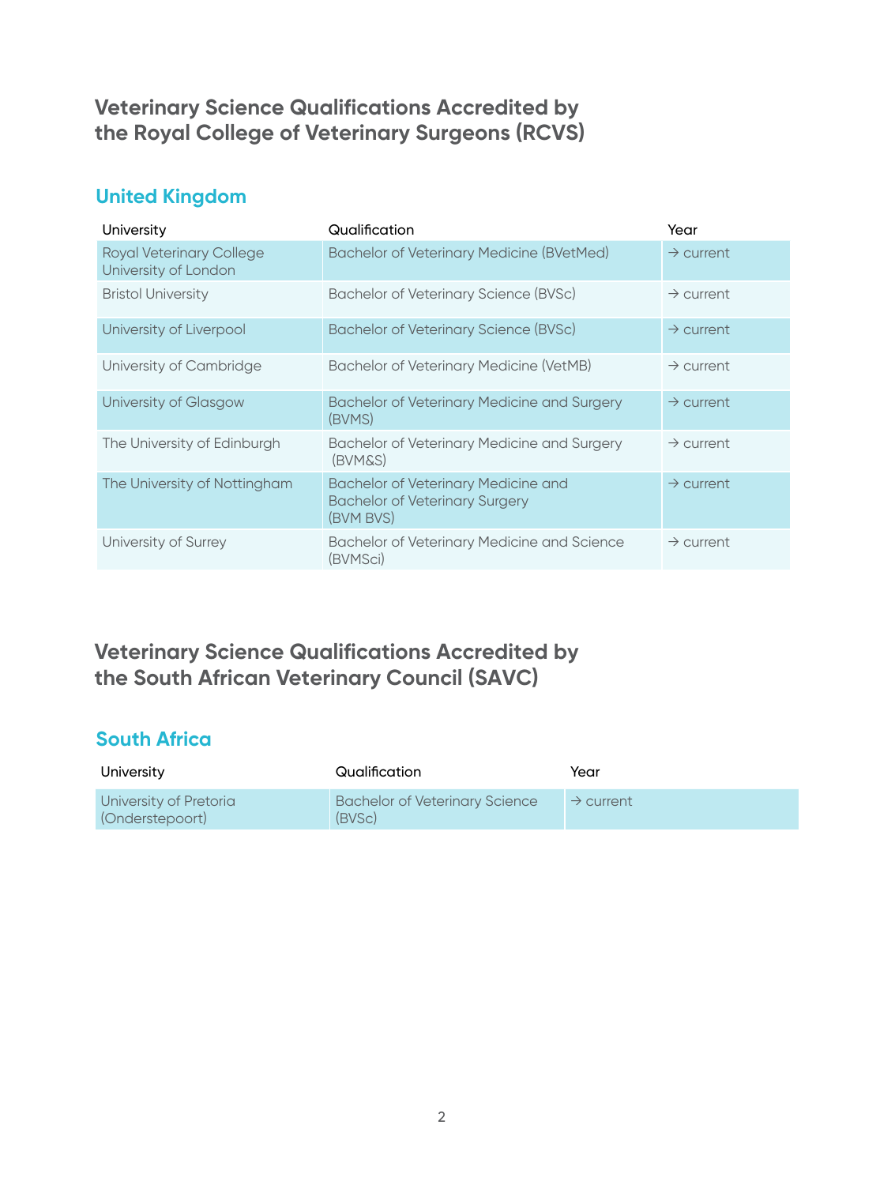## Veterinary Science Qualifications Accredited by the Royal College of Veterinary Surgeons (RCVS)

### United Kingdom

| University | Qualification | Year |
|---|---|---|
| Royal Veterinary College University of London | Bachelor of Veterinary Medicine (BVetMed) | → current |
| Bristol University | Bachelor of Veterinary Science (BVSc) | → current |
| University of Liverpool | Bachelor of Veterinary Science (BVSc) | → current |
| University of Cambridge | Bachelor of Veterinary Medicine (VetMB) | → current |
| University of Glasgow | Bachelor of Veterinary Medicine and Surgery (BVMS) | → current |
| The University of Edinburgh | Bachelor of Veterinary Medicine and Surgery (BVM&S) | → current |
| The University of Nottingham | Bachelor of Veterinary Medicine and Bachelor of Veterinary Surgery (BVM BVS) | → current |
| University of Surrey | Bachelor of Veterinary Medicine and Science (BVMSci) | → current |

## Veterinary Science Qualifications Accredited by the South African Veterinary Council (SAVC)

### South Africa

| University | Qualification | Year |
|---|---|---|
| University of Pretoria (Onderstepoort) | Bachelor of Veterinary Science (BVSc) | → current |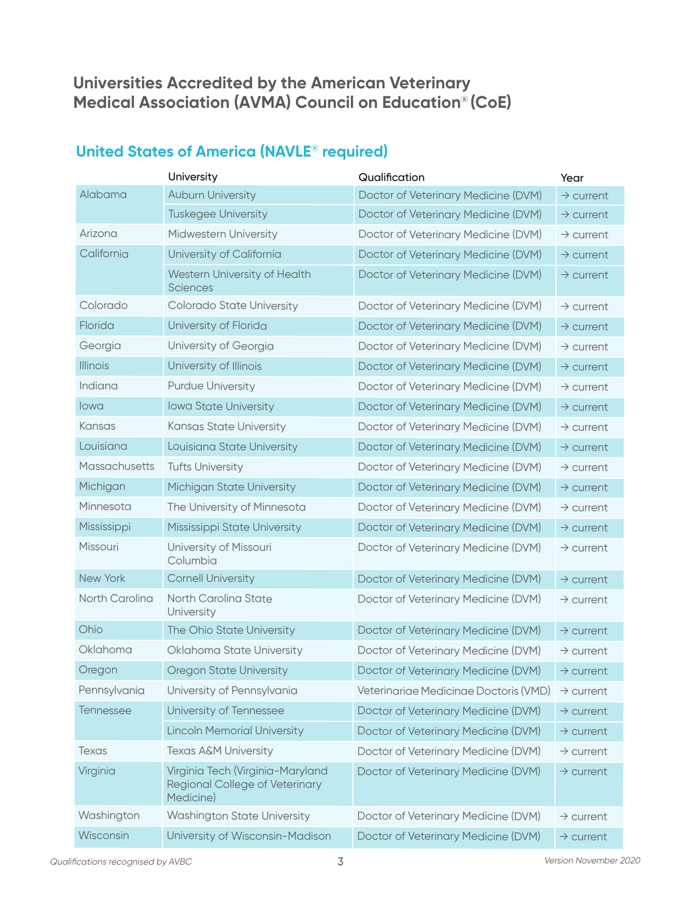## Universities Accredited by the American Veterinary Medical Association (AVMA) Council on Education® (CoE)

### United States of America (NAVLE® required)

| | University | Qualification | Year |
|---|---|---|---|
| Alabama | Auburn University | Doctor of Veterinary Medicine (DVM) | → current |
| | Tuskegee University | Doctor of Veterinary Medicine (DVM) | → current |
| Arizona | Midwestern University | Doctor of Veterinary Medicine (DVM) | → current |
| California | University of California | Doctor of Veterinary Medicine (DVM) | → current |
| | Western University of Health Sciences | Doctor of Veterinary Medicine (DVM) | → current |
| Colorado | Colorado State University | Doctor of Veterinary Medicine (DVM) | → current |
| Florida | University of Florida | Doctor of Veterinary Medicine (DVM) | → current |
| Georgia | University of Georgia | Doctor of Veterinary Medicine (DVM) | → current |
| Illinois | University of Illinois | Doctor of Veterinary Medicine (DVM) | → current |
| Indiana | Purdue University | Doctor of Veterinary Medicine (DVM) | → current |
| Iowa | Iowa State University | Doctor of Veterinary Medicine (DVM) | → current |
| Kansas | Kansas State University | Doctor of Veterinary Medicine (DVM) | → current |
| Louisiana | Louisiana State University | Doctor of Veterinary Medicine (DVM) | → current |
| Massachusetts | Tufts University | Doctor of Veterinary Medicine (DVM) | → current |
| Michigan | Michigan State University | Doctor of Veterinary Medicine (DVM) | → current |
| Minnesota | The University of Minnesota | Doctor of Veterinary Medicine (DVM) | → current |
| Mississippi | Mississippi State University | Doctor of Veterinary Medicine (DVM) | → current |
| Missouri | University of Missouri Columbia | Doctor of Veterinary Medicine (DVM) | → current |
| New York | Cornell University | Doctor of Veterinary Medicine (DVM) | → current |
| North Carolina | North Carolina State University | Doctor of Veterinary Medicine (DVM) | → current |
| Ohio | The Ohio State University | Doctor of Veterinary Medicine (DVM) | → current |
| Oklahoma | Oklahoma State University | Doctor of Veterinary Medicine (DVM) | → current |
| Oregon | Oregon State University | Doctor of Veterinary Medicine (DVM) | → current |
| Pennsylvania | University of Pennsylvania | Veterinariae Medicinae Doctoris (VMD) | → current |
| Tennessee | University of Tennessee | Doctor of Veterinary Medicine (DVM) | → current |
| | Lincoln Memorial University | Doctor of Veterinary Medicine (DVM) | → current |
| Texas | Texas A&M University | Doctor of Veterinary Medicine (DVM) | → current |
| Virginia | Virginia Tech (Virginia-Maryland Regional College of Veterinary Medicine) | Doctor of Veterinary Medicine (DVM) | → current |
| Washington | Washington State University | Doctor of Veterinary Medicine (DVM) | → current |
| Wisconsin | University of Wisconsin-Madison | Doctor of Veterinary Medicine (DVM) | → current |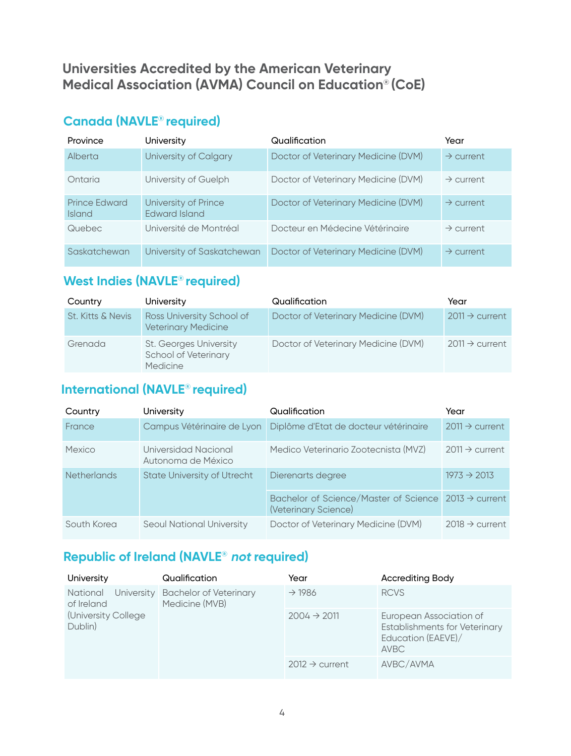# Universities Accredited by the American Veterinary Medical Association (AVMA) Council on Education® (CoE)

## Canada (NAVLE® required)

| Province | University | Qualification | Year |
|---|---|---|---|
| Alberta | University of Calgary | Doctor of Veterinary Medicine (DVM) | → current |
| Ontaria | University of Guelph | Doctor of Veterinary Medicine (DVM) | → current |
| Prince Edward Island | University of Prince Edward Island | Doctor of Veterinary Medicine (DVM) | → current |
| Quebec | Université de Montréal | Docteur en Médecine Vétérinaire | → current |
| Saskatchewan | University of Saskatchewan | Doctor of Veterinary Medicine (DVM) | → current |

## West Indies (NAVLE® required)

| Country | University | Qualification | Year |
|---|---|---|---|
| St. Kitts & Nevis | Ross University School of Veterinary Medicine | Doctor of Veterinary Medicine (DVM) | 2011 → current |
| Grenada | St. Georges University School of Veterinary Medicine | Doctor of Veterinary Medicine (DVM) | 2011 → current |

## International (NAVLE® required)

| Country | University | Qualification | Year |
|---|---|---|---|
| France | Campus Vétérinaire de Lyon | Diplôme d'Etat de docteur vétérinaire | 2011 → current |
| Mexico | Universidad Nacional Autonoma de México | Medico Veterinario Zootecnista (MVZ) | 2011 → current |
| Netherlands | State University of Utrecht | Dierenarts degree | 1973 → 2013 |
| | | Bachelor of Science/Master of Science (Veterinary Science) | 2013 → current |
| South Korea | Seoul National University | Doctor of Veterinary Medicine (DVM) | 2018 → current |

## Republic of Ireland (NAVLE® *not* required)

| University | Qualification | Year | Accrediting Body |
|---|---|---|---|
| National University of Ireland (University College Dublin) | Bachelor of Veterinary Medicine (MVB) | → 1986 | RCVS |
| | | 2004 → 2011 | European Association of Establishments for Veterinary Education (EAEVE)/ AVBC |
| | | 2012 → current | AVBC/AVMA |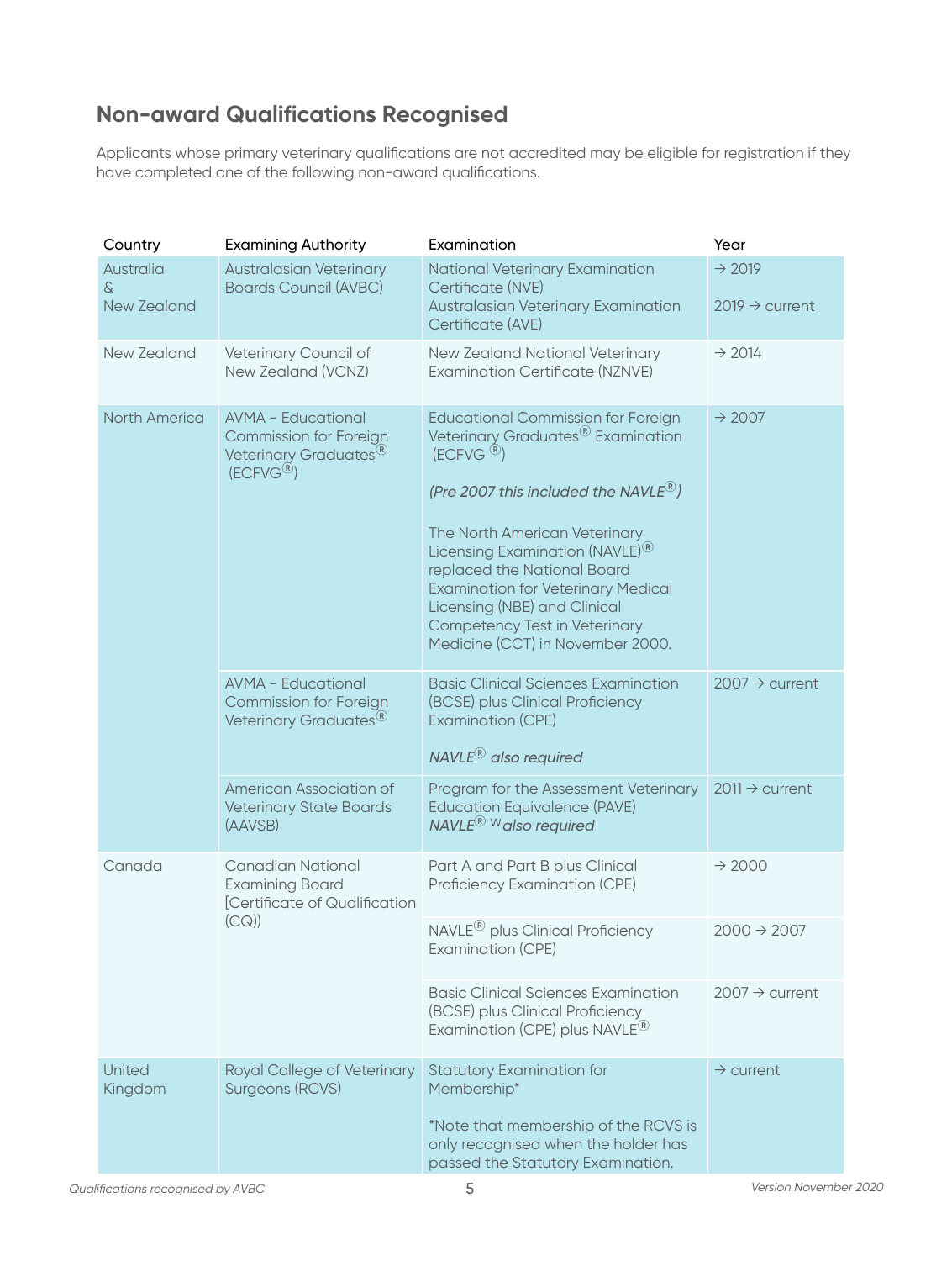## Non-award Qualifications Recognised

Applicants whose primary veterinary qualifications are not accredited may be eligible for registration if they have completed one of the following non-award qualifications.

| Country | Examining Authority | Examination | Year |
|---|---|---|---|
| Australia & New Zealand | Australasian Veterinary Boards Council (AVBC) | National Veterinary Examination Certificate (NVE)<br>Australasian Veterinary Examination Certificate (AVE) | → 2019<br>2019 → current |
| New Zealand | Veterinary Council of New Zealand (VCNZ) | New Zealand National Veterinary Examination Certificate (NZNVE) | → 2014 |
| North America | AVMA - Educational Commission for Foreign Veterinary Graduates® (ECFVG®) | Educational Commission for Foreign Veterinary Graduates® Examination (ECFVG ®)<br><br>*(Pre 2007 this included the NAVLE®)*<br><br>The North American Veterinary Licensing Examination (NAVLE)® replaced the National Board Examination for Veterinary Medical Licensing (NBE) and Clinical Competency Test in Veterinary Medicine (CCT) in November 2000. | → 2007 |
| | AVMA - Educational Commission for Foreign Veterinary Graduates® | Basic Clinical Sciences Examination (BCSE) plus Clinical Proficiency Examination (CPE)<br><br>*NAVLE® also required* | 2007 → current |
| | American Association of Veterinary State Boards (AAVSB) | Program for the Assessment Veterinary Education Equivalence (PAVE)<br>*NAVLE® W also required* | 2011 → current |
| Canada | Canadian National Examining Board [Certificate of Qualification (CQ)) | Part A and Part B plus Clinical Proficiency Examination (CPE) | → 2000 |
| | | NAVLE® plus Clinical Proficiency Examination (CPE) | 2000 → 2007 |
| | | Basic Clinical Sciences Examination (BCSE) plus Clinical Proficiency Examination (CPE) plus NAVLE® | 2007 → current |
| United Kingdom | Royal College of Veterinary Surgeons (RCVS) | Statutory Examination for Membership*<br><br>*Note that membership of the RCVS is only recognised when the holder has passed the Statutory Examination. | → current |